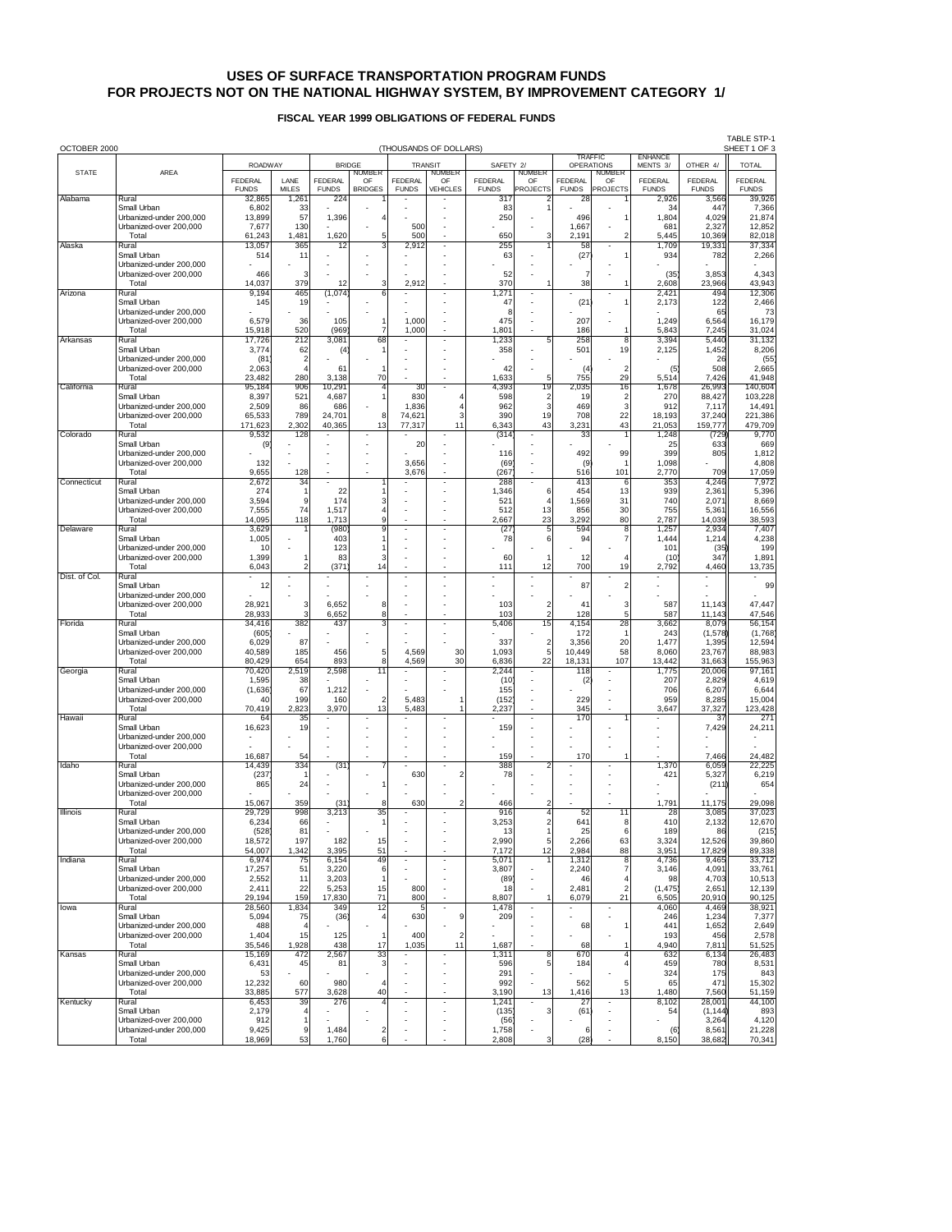# USES OF SURFACE TRANSPORTATION PROGRAM FUNDS FOR PROJECTS NOT ON THE NATIONAL HIGHWAY SYSTEM, BY IMPROVEMENT CATEGORY 1/

## FISCAL YEAR 1999 OBLIGATIONS OF FEDERAL FUNDS

OCTOBER 2000 (THOUSANDS OF DOLLARS) TABLE STP-1 SHEET 1 OF 3

| STATE | AREA | ROADWAY | | BRIDGE | | TRANSIT | | SAFETY 2/ | | TRAFFIC OPERATIONS | | ENHANCE MENTS 3/ | OTHER 4/ | TOTAL |
|---|---|---|---|---|---|---|---|---|---|---|---|---|---|---|
| | | FEDERAL FUNDS | LANE MILES | FEDERAL FUNDS | NUMBER OF BRIDGES | FEDERAL FUNDS | NUMBER OF VEHICLES | FEDERAL FUNDS | NUMBER OF PROJECTS | FEDERAL FUNDS | NUMBER OF PROJECTS | FEDERAL FUNDS | FEDERAL FUNDS | FEDERAL FUNDS |
| Alabama | Rural | 32,865 | 1,261 | 224 | 1 | - | - | 317 | 2 | 28 | 1 | 2,926 | 3,566 | 39,926 |
| | Small Urban | 6,802 | 33 | - | - | - | - | 83 | 1 | - | - | 34 | 447 | 7,366 |
| | Urbanized-under 200,000 | 13,899 | 57 | 1,396 | 4 | - | - | 250 | - | 496 | 1 | 1,804 | 4,029 | 21,874 |
| | Urbanized-over 200,000 | 7,677 | 130 | - | - | 500 | - | - | - | 1,667 | - | 681 | 2,327 | 12,852 |
| | Total | 61,243 | 1,481 | 1,620 | 5 | 500 | - | 650 | 3 | 2,191 | 2 | 5,445 | 10,369 | 82,018 |
| Alaska | Rural | 13,057 | 365 | 12 | 3 | 2,912 | - | 255 | 1 | 58 | - | 1,709 | 19,331 | 37,334 |
| | Small Urban | 514 | 11 | - | - | - | - | 63 | - | (27) | 1 | 934 | 782 | 2,266 |
| | Urbanized-under 200,000 | - | - | - | - | - | - | - | - | - | - | - | - | - |
| | Urbanized-over 200,000 | 466 | 3 | - | - | - | - | 52 | - | 7 | - | (35) | 3,853 | 4,343 |
| | Total | 14,037 | 379 | 12 | 3 | 2,912 | - | 370 | 1 | 38 | 1 | 2,608 | 23,966 | 43,943 |
| Arizona | Rural | 9,194 | 465 | (1,074) | 6 | - | - | 1,271 | - | - | - | 2,421 | 494 | 12,306 |
| | Small Urban | 145 | 19 | - | - | - | - | 47 | - | (21) | 1 | 2,173 | 122 | 2,466 |
| | Urbanized-under 200,000 | - | - | - | - | - | - | 8 | - | - | - | - | 65 | 73 |
| | Urbanized-over 200,000 | 6,579 | 36 | 105 | 1 | 1,000 | - | 475 | - | 207 | - | 1,249 | 6,564 | 16,179 |
| | Total | 15,918 | 520 | (969) | 7 | 1,000 | - | 1,801 | - | 186 | 1 | 5,843 | 7,245 | 31,024 |
| Arkansas | Rural | 17,726 | 212 | 3,081 | 68 | - | - | 1,233 | 5 | 258 | 8 | 3,394 | 5,440 | 31,132 |
| | Small Urban | 3,774 | 62 | (4) | 1 | - | - | 358 | - | 501 | 19 | 2,125 | 1,452 | 8,206 |
| | Urbanized-under 200,000 | (81) | 2 | - | - | - | - | - | - | - | - | - | 26 | (55) |
| | Urbanized-over 200,000 | 2,063 | 4 | 61 | 1 | - | - | 42 | - | (4) | 2 | (5) | 508 | 2,665 |
| | Total | 23,482 | 280 | 3,138 | 70 | - | - | 1,633 | 5 | 755 | 29 | 5,514 | 7,426 | 41,948 |
| California | Rural | 95,184 | 906 | 10,291 | 4 | 30 | - | 4,393 | 19 | 2,035 | 16 | 1,678 | 26,993 | 140,604 |
| | Small Urban | 8,397 | 521 | 4,687 | 1 | 830 | 4 | 598 | 2 | 19 | 2 | 270 | 88,427 | 103,228 |
| | Urbanized-under 200,000 | 2,509 | 86 | 686 | - | 1,836 | 4 | 962 | 3 | 469 | 3 | 912 | 7,117 | 14,491 |
| | Urbanized-over 200,000 | 65,533 | 789 | 24,701 | 8 | 74,621 | 3 | 390 | 19 | 708 | 22 | 18,193 | 37,240 | 221,386 |
| | Total | 171,623 | 2,302 | 40,365 | 13 | 77,317 | 11 | 6,343 | 43 | 3,231 | 43 | 21,053 | 159,777 | 479,709 |
| Colorado | Rural | 9,532 | 128 | - | - | - | - | (314) | - | 33 | 1 | 1,248 | (729) | 9,770 |
| | Small Urban | (9) | - | - | - | 20 | - | - | - | - | - | 25 | 633 | 669 |
| | Urbanized-under 200,000 | - | - | - | - | - | - | 116 | - | 492 | 99 | 399 | 805 | 1,812 |
| | Urbanized-over 200,000 | 132 | - | - | - | 3,656 | - | (69) | - | (9) | 1 | 1,098 | - | 4,808 |
| | Total | 9,655 | 128 | - | - | 3,676 | - | (267) | - | 516 | 101 | 2,770 | 709 | 17,059 |
| Connecticut | Rural | 2,672 | 34 | - | 1 | - | - | 288 | - | 413 | 6 | 353 | 4,246 | 7,972 |
| | Small Urban | 274 | 1 | 22 | 1 | - | - | 1,346 | 6 | 454 | 13 | 939 | 2,361 | 5,396 |
| | Urbanized-under 200,000 | 3,594 | 9 | 174 | 3 | - | - | 521 | 4 | 1,569 | 31 | 740 | 2,071 | 8,669 |
| | Urbanized-over 200,000 | 7,555 | 74 | 1,517 | 4 | - | - | 512 | 13 | 856 | 30 | 755 | 5,361 | 16,556 |
| | Total | 14,095 | 118 | 1,713 | 9 | - | - | 2,667 | 23 | 3,292 | 80 | 2,787 | 14,039 | 38,593 |
| Delaware | Rural | 3,629 | 1 | (980) | 9 | - | - | (27) | 5 | 594 | 8 | 1,257 | 2,934 | 7,407 |
| | Small Urban | 1,005 | - | 403 | 1 | - | - | 78 | 6 | 94 | 7 | 1,444 | 1,214 | 4,238 |
| | Urbanized-under 200,000 | 10 | - | 123 | 1 | - | - | - | - | - | - | 101 | (35) | 199 |
| | Urbanized-over 200,000 | 1,399 | 1 | 83 | 3 | - | - | 60 | 1 | 12 | 4 | (10) | 347 | 1,891 |
| | Total | 6,043 | 2 | (371) | 14 | - | - | 111 | 12 | 700 | 19 | 2,792 | 4,460 | 13,735 |
| Dist. of Col. | Rural | - | - | - | - | - | - | - | - | - | - | - | - | - |
| | Small Urban | 12 | - | - | - | - | - | - | - | 87 | 2 | - | - | 99 |
| | Urbanized-under 200,000 | - | - | - | - | - | - | - | - | - | - | - | - | - |
| | Urbanized-over 200,000 | 28,921 | 3 | 6,652 | 8 | - | - | 103 | 2 | 41 | 3 | 587 | 11,143 | 47,447 |
| | Total | 28,933 | 3 | 6,652 | 8 | - | - | 103 | 2 | 128 | 5 | 587 | 11,143 | 47,546 |
| Florida | Rural | 34,416 | 382 | 437 | 3 | - | - | 5,406 | 15 | 4,154 | 28 | 3,662 | 8,079 | 56,154 |
| | Small Urban | (605) | - | - | - | - | - | - | - | 172 | 1 | 243 | (1,578) | (1,768) |
| | Urbanized-under 200,000 | 6,029 | 87 | - | - | - | - | 337 | 2 | 3,356 | 20 | 1,477 | 1,395 | 12,594 |
| | Urbanized-over 200,000 | 40,589 | 185 | 456 | 5 | 4,569 | 30 | 1,093 | 5 | 10,449 | 58 | 8,060 | 23,767 | 88,983 |
| | Total | 80,429 | 654 | 893 | 8 | 4,569 | 30 | 6,836 | 22 | 18,131 | 107 | 13,442 | 31,663 | 155,963 |
| Georgia | Rural | 70,420 | 2,519 | 2,598 | 11 | - | - | 2,244 | - | 118 | - | 1,775 | 20,006 | 97,161 |
| | Small Urban | 1,595 | 38 | - | - | - | - | (10) | - | (2) | - | 207 | 2,829 | 4,619 |
| | Urbanized-under 200,000 | (1,636) | 67 | 1,212 | - | - | - | 155 | - | - | - | 706 | 6,207 | 6,644 |
| | Urbanized-over 200,000 | 40 | 199 | 160 | 2 | 5,483 | 1 | (152) | - | 229 | - | 959 | 8,285 | 15,004 |
| | Total | 70,419 | 2,823 | 3,970 | 13 | 5,483 | 1 | 2,237 | - | 345 | - | 3,647 | 37,327 | 123,428 |
| Hawaii | Rural | 64 | 35 | - | - | - | - | - | - | 170 | 1 | - | 37 | 271 |
| | Small Urban | 16,623 | 19 | - | - | - | - | 159 | - | - | - | - | 7,429 | 24,211 |
| | Urbanized-under 200,000 | - | - | - | - | - | - | - | - | - | - | - | - | - |
| | Urbanized-over 200,000 | - | - | - | - | - | - | - | - | - | - | - | - | - |
| | Total | 16,687 | 54 | - | - | - | - | 159 | - | 170 | 1 | - | 7,466 | 24,482 |
| Idaho | Rural | 14,439 | 334 | (31) | 7 | - | - | 388 | 2 | - | - | 1,370 | 6,059 | 22,225 |
| | Small Urban | (237) | 1 | - | - | 630 | 2 | 78 | - | - | - | 421 | 5,327 | 6,219 |
| | Urbanized-under 200,000 | 865 | 24 | - | 1 | - | - | - | - | - | - | - | (211) | 654 |
| | Urbanized-over 200,000 | - | - | - | - | - | - | - | - | - | - | - | - | - |
| | Total | 15,067 | 359 | (31) | 8 | 630 | 2 | 466 | 2 | - | - | 1,791 | 11,175 | 29,098 |
| Illinois | Rural | 29,729 | 998 | 3,213 | 35 | - | - | 916 | 4 | 52 | 11 | 28 | 3,085 | 37,023 |
| | Small Urban | 6,234 | 66 | - | 1 | - | - | 3,253 | 2 | 641 | 8 | 410 | 2,132 | 12,670 |
| | Urbanized-under 200,000 | (528) | 81 | - | - | - | - | 13 | 1 | 25 | 6 | 189 | 86 | (215) |
| | Urbanized-over 200,000 | 18,572 | 197 | 182 | 15 | - | - | 2,990 | 5 | 2,266 | 63 | 3,324 | 12,526 | 39,860 |
| | Total | 54,007 | 1,342 | 3,395 | 51 | - | - | 7,172 | 12 | 2,984 | 88 | 3,951 | 17,829 | 89,338 |
| Indiana | Rural | 6,974 | 75 | 6,154 | 49 | - | - | 5,071 | 1 | 1,312 | 8 | 4,736 | 9,465 | 33,712 |
| | Small Urban | 17,257 | 51 | 3,220 | 6 | - | - | 3,807 | - | 2,240 | 7 | 3,146 | 4,091 | 33,761 |
| | Urbanized-under 200,000 | 2,552 | 11 | 3,203 | 1 | - | - | (89) | - | 46 | 4 | 98 | 4,703 | 10,513 |
| | Urbanized-over 200,000 | 2,411 | 22 | 5,253 | 15 | 800 | - | 18 | - | 2,481 | 2 | (1,475) | 2,651 | 12,139 |
| | Total | 29,194 | 159 | 17,830 | 71 | 800 | - | 8,807 | 1 | 6,079 | 21 | 6,505 | 20,910 | 90,125 |
| Iowa | Rural | 28,560 | 1,834 | 349 | 12 | 5 | - | 1,478 | - | - | - | 4,060 | 4,469 | 38,921 |
| | Small Urban | 5,094 | 75 | (36) | 4 | 630 | 9 | 209 | - | - | - | 246 | 1,234 | 7,377 |
| | Urbanized-under 200,000 | 488 | 4 | - | - | - | - | - | - | 68 | 1 | 441 | 1,652 | 2,649 |
| | Urbanized-over 200,000 | 1,404 | 15 | 125 | 1 | 400 | 2 | - | - | - | - | 193 | 456 | 2,578 |
| | Total | 35,546 | 1,928 | 438 | 17 | 1,035 | 11 | 1,687 | - | 68 | 1 | 4,940 | 7,811 | 51,525 |
| Kansas | Rural | 15,169 | 472 | 2,567 | 33 | - | - | 1,311 | 8 | 670 | 4 | 632 | 6,134 | 26,483 |
| | Small Urban | 6,431 | 45 | 81 | 3 | - | - | 596 | 5 | 184 | 4 | 459 | 780 | 8,531 |
| | Urbanized-under 200,000 | 53 | - | - | - | - | - | 291 | - | - | - | 324 | 175 | 843 |
| | Urbanized-over 200,000 | 12,232 | 60 | 980 | 4 | - | - | 992 | - | 562 | 5 | 65 | 471 | 15,302 |
| | Total | 33,885 | 577 | 3,628 | 40 | - | - | 3,190 | 13 | 1,416 | 13 | 1,480 | 7,560 | 51,159 |
| Kentucky | Rural | 6,453 | 39 | 276 | 4 | - | - | 1,241 | - | 27 | - | 8,102 | 28,001 | 44,100 |
| | Small Urban | 2,179 | 4 | - | - | - | - | (135) | 3 | (61) | - | 54 | (1,144) | 893 |
| | Urbanized-under 200,000 | 912 | 1 | - | - | - | - | (56) | - | - | - | - | 3,264 | 4,120 |
| | Urbanized-over 200,000 | 9,425 | 9 | 1,484 | 2 | - | - | 1,758 | - | 6 | - | (6) | 8,561 | 21,228 |
| | Total | 18,969 | 53 | 1,760 | 6 | - | - | 2,808 | 3 | (28) | - | 8,150 | 38,682 | 70,341 |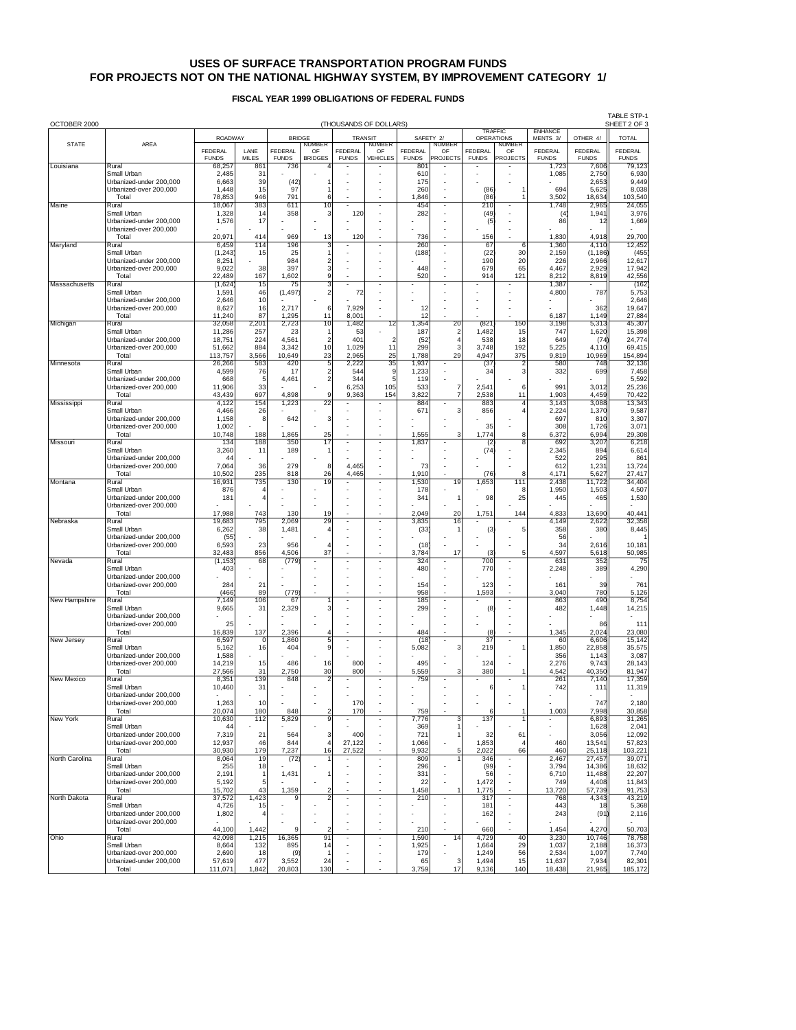# USES OF SURFACE TRANSPORTATION PROGRAM FUNDS FOR PROJECTS NOT ON THE NATIONAL HIGHWAY SYSTEM, BY IMPROVEMENT CATEGORY 1/

## FISCAL YEAR 1999 OBLIGATIONS OF FEDERAL FUNDS

OCTOBER 2000 (THOUSANDS OF DOLLARS) TABLE STP-1 SHEET 2 OF 3

| STATE | AREA | ROADWAY | | BRIDGE | | TRANSIT | | SAFETY 2/ | | TRAFFIC OPERATIONS | | ENHANCE MENTS 3/ | OTHER 4/ | TOTAL |
|---|---|---|---|---|---|---|---|---|---|---|---|---|---|---|
| | | FEDERAL FUNDS | LANE MILES | FEDERAL FUNDS | NUMBER OF BRIDGES | FEDERAL FUNDS | NUMBER OF VEHICLES | FEDERAL FUNDS | NUMBER OF PROJECTS | FEDERAL FUNDS | NUMBER OF PROJECTS | FEDERAL FUNDS | FEDERAL FUNDS | FEDERAL FUNDS |
| Louisiana | Rural | 68,257 | 861 | 736 | 4 | - | - | 801 | - | - | - | 1,723 | 7,606 | 79,123 |
| | Small Urban | 2,485 | 31 | - | - | - | - | 610 | - | - | - | 1,085 | 2,750 | 6,930 |
| | Urbanized-under 200,000 | 6,663 | 39 | (42) | 1 | - | - | 175 | - | - | - | - | 2,653 | 9,449 |
| | Urbanized-over 200,000 | 1,448 | 15 | 97 | 1 | - | - | 260 | - | (86) | 1 | 694 | 5,625 | 8,038 |
| | Total | 78,853 | 946 | 791 | 6 | - | - | 1,846 | - | (86) | 1 | 3,502 | 18,634 | 103,540 |
| Maine | Rural | 18,067 | 383 | 611 | 10 | - | - | 454 | - | 210 | - | 1,748 | 2,965 | 24,055 |
| | Small Urban | 1,328 | 14 | 358 | 3 | 120 | - | 282 | - | (49) | - | (4) | 1,941 | 3,976 |
| | Urbanized-under 200,000 | 1,576 | 17 | - | - | - | - | - | - | (5) | - | 86 | 12 | 1,669 |
| | Urbanized-over 200,000 | - | - | - | - | - | - | - | - | - | - | - | - | - |
| | Total | 20,971 | 414 | 969 | 13 | 120 | - | 736 | - | 156 | - | 1,830 | 4,918 | 29,700 |
| Maryland | Rural | 6,459 | 114 | 196 | 3 | - | - | 260 | - | 67 | 6 | 1,360 | 4,110 | 12,452 |
| | Small Urban | (1,243) | 15 | 25 | 1 | - | - | (188) | - | (22) | 30 | 2,159 | (1,186) | (455) |
| | Urbanized-under 200,000 | 8,251 | - | 984 | 2 | - | - | - | - | 190 | 20 | 226 | 2,966 | 12,617 |
| | Urbanized-over 200,000 | 9,022 | 38 | 397 | 3 | - | - | 448 | - | 679 | 65 | 4,467 | 2,929 | 17,942 |
| | Total | 22,489 | 167 | 1,602 | 9 | - | - | 520 | - | 914 | 121 | 8,212 | 8,819 | 42,556 |
| Massachusetts | Rural | (1,624) | 15 | 75 | 3 | - | - | - | - | - | - | 1,387 | - | (162) |
| | Small Urban | 1,591 | 46 | (1,497) | 2 | 72 | - | - | - | - | - | 4,800 | 787 | 5,753 |
| | Urbanized-under 200,000 | 2,646 | 10 | - | - | - | - | - | - | - | - | - | - | 2,646 |
| | Urbanized-over 200,000 | 8,627 | 16 | 2,717 | 6 | 7,929 | - | 12 | - | - | - | - | 362 | 19,647 |
| | Total | 11,240 | 87 | 1,295 | 11 | 8,001 | - | 12 | - | - | - | 6,187 | 1,149 | 27,884 |
| Michigan | Rural | 32,058 | 2,201 | 2,723 | 10 | 1,482 | 12 | 1,354 | 20 | (821) | 150 | 3,198 | 5,313 | 45,307 |
| | Small Urban | 11,286 | 257 | 23 | 1 | 53 | - | 187 | 2 | 1,482 | 15 | 747 | 1,620 | 15,398 |
| | Urbanized-under 200,000 | 18,751 | 224 | 4,561 | 2 | 401 | 2 | (52) | 4 | 538 | 18 | 649 | (74) | 24,774 |
| | Urbanized-over 200,000 | 51,662 | 884 | 3,342 | 10 | 1,029 | 11 | 299 | 3 | 3,748 | 192 | 5,225 | 4,110 | 69,415 |
| | Total | 113,757 | 3,566 | 10,649 | 23 | 2,965 | 25 | 1,788 | 29 | 4,947 | 375 | 9,819 | 10,969 | 154,894 |
| Minnesota | Rural | 26,266 | 583 | 420 | 5 | 2,222 | 35 | 1,937 | - | (37) | 2 | 580 | 748 | 32,136 |
| | Small Urban | 4,599 | 76 | 17 | 2 | 544 | 9 | 1,233 | - | 34 | 3 | 332 | 699 | 7,458 |
| | Urbanized-under 200,000 | 668 | 5 | 4,461 | 2 | 344 | 5 | 119 | - | - | - | - | - | 5,592 |
| | Urbanized-over 200,000 | 11,906 | 33 | - | - | 6,253 | 105 | 533 | 7 | 2,541 | 6 | 991 | 3,012 | 25,236 |
| | Total | 43,439 | 697 | 4,898 | 9 | 9,363 | 154 | 3,822 | 7 | 2,538 | 11 | 1,903 | 4,459 | 70,422 |
| Mississippi | Rural | 4,122 | 154 | 1,223 | 22 | - | - | 884 | - | 883 | 4 | 3,143 | 3,088 | 13,343 |
| | Small Urban | 4,466 | 26 | - | - | - | - | 671 | 3 | 856 | 4 | 2,224 | 1,370 | 9,587 |
| | Urbanized-under 200,000 | 1,158 | 8 | 642 | 3 | - | - | - | - | - | - | 697 | 810 | 3,307 |
| | Urbanized-over 200,000 | 1,002 | - | - | - | - | - | - | - | 35 | - | 308 | 1,726 | 3,071 |
| | Total | 10,748 | 188 | 1,865 | 25 | - | - | 1,555 | 3 | 1,774 | 8 | 6,372 | 6,994 | 29,308 |
| Missouri | Rural | 134 | 188 | 350 | 17 | - | - | 1,837 | - | (2) | 8 | 692 | 3,207 | 6,218 |
| | Small Urban | 3,260 | 11 | 189 | 1 | - | - | - | - | (74) | - | 2,345 | 894 | 6,614 |
| | Urbanized-under 200,000 | 44 | - | - | - | - | - | - | - | - | - | 522 | 295 | 861 |
| | Urbanized-over 200,000 | 7,064 | 36 | 279 | 8 | 4,465 | - | 73 | - | - | - | 612 | 1,231 | 13,724 |
| | Total | 10,502 | 235 | 818 | 26 | 4,465 | - | 1,910 | - | (76) | 8 | 4,171 | 5,627 | 27,417 |
| Montana | Rural | 16,931 | 735 | 130 | 19 | - | - | 1,530 | 19 | 1,653 | 111 | 2,438 | 11,722 | 34,404 |
| | Small Urban | 876 | 4 | - | - | - | - | 178 | - | - | 8 | 1,950 | 1,503 | 4,507 |
| | Urbanized-under 200,000 | 181 | 4 | - | - | - | - | 341 | 1 | 98 | 25 | 445 | 465 | 1,530 |
| | Urbanized-over 200,000 | - | - | - | - | - | - | - | - | - | - | - | - | - |
| | Total | 17,988 | 743 | 130 | 19 | - | - | 2,049 | 20 | 1,751 | 144 | 4,833 | 13,690 | 40,441 |
| Nebraska | Rural | 19,683 | 795 | 2,069 | 29 | - | - | 3,835 | 16 | - | - | 4,149 | 2,622 | 32,358 |
| | Small Urban | 6,262 | 38 | 1,481 | 4 | - | - | (33) | 1 | (3) | 5 | 358 | 380 | 8,445 |
| | Urbanized-under 200,000 | (55) | - | - | - | - | - | - | - | - | - | 56 | - | 1 |
| | Urbanized-over 200,000 | 6,593 | 23 | 956 | 4 | - | - | (18) | - | - | - | 34 | 2,616 | 10,181 |
| | Total | 32,483 | 856 | 4,506 | 37 | - | - | 3,784 | 17 | (3) | 5 | 4,597 | 5,618 | 50,985 |
| Nevada | Rural | (1,153) | 68 | (779) | - | - | - | 324 | - | 700 | - | 631 | 352 | 75 |
| | Small Urban | 403 | - | - | - | - | - | 480 | - | 770 | - | 2,248 | 389 | 4,290 |
| | Urbanized-under 200,000 | - | - | - | - | - | - | - | - | - | - | - | - | - |
| | Urbanized-over 200,000 | 284 | 21 | - | - | - | - | 154 | - | 123 | - | 161 | 39 | 761 |
| | Total | (466) | 89 | (779) | - | - | - | 958 | - | 1,593 | - | 3,040 | 780 | 5,126 |
| New Hampshire | Rural | 7,149 | 106 | 67 | 1 | - | - | 185 | - | - | - | 863 | 490 | 8,754 |
| | Small Urban | 9,665 | 31 | 2,329 | 3 | - | - | 299 | - | (8) | - | 482 | 1,448 | 14,215 |
| | Urbanized-under 200,000 | - | - | - | - | - | - | - | - | - | - | - | - | - |
| | Urbanized-over 200,000 | 25 | - | - | - | - | - | - | - | - | - | - | 86 | 111 |
| | Total | 16,839 | 137 | 2,396 | 4 | - | - | 484 | - | (8) | - | 1,345 | 2,024 | 23,080 |
| New Jersey | Rural | 6,597 | 0 | 1,860 | 5 | - | - | (18) | - | 37 | - | 60 | 6,606 | 15,142 |
| | Small Urban | 5,162 | 16 | 404 | 9 | - | - | 5,082 | 3 | 219 | 1 | 1,850 | 22,858 | 35,575 |
| | Urbanized-under 200,000 | 1,588 | - | - | - | - | - | - | - | - | - | 356 | 1,143 | 3,087 |
| | Urbanized-over 200,000 | 14,219 | 15 | 486 | 16 | 800 | - | 495 | - | 124 | - | 2,276 | 9,743 | 28,143 |
| | Total | 27,566 | 31 | 2,750 | 30 | 800 | - | 5,559 | 3 | 380 | 1 | 4,542 | 40,350 | 81,947 |
| New Mexico | Rural | 8,351 | 139 | 848 | 2 | - | - | 759 | - | - | - | 261 | 7,140 | 17,359 |
| | Small Urban | 10,460 | 31 | - | - | - | - | - | - | 6 | 1 | 742 | 111 | 11,319 |
| | Urbanized-under 200,000 | - | - | - | - | - | - | - | - | - | - | - | - | - |
| | Urbanized-over 200,000 | 1,263 | 10 | - | - | 170 | - | - | - | - | - | - | 747 | 2,180 |
| | Total | 20,074 | 180 | 848 | 2 | 170 | - | 759 | - | 6 | 1 | 1,003 | 7,998 | 30,858 |
| New York | Rural | 10,630 | 112 | 5,829 | 9 | - | - | 7,776 | 3 | 137 | 1 | - | 6,893 | 31,265 |
| | Small Urban | 44 | - | - | - | - | - | 369 | 1 | - | - | - | 1,628 | 2,041 |
| | Urbanized-under 200,000 | 7,319 | 21 | 564 | 3 | 400 | - | 721 | 1 | 32 | 61 | - | 3,056 | 12,092 |
| | Urbanized-over 200,000 | 12,937 | 46 | 844 | 4 | 27,122 | - | 1,066 | - | 1,853 | 4 | 460 | 13,541 | 57,823 |
| | Total | 30,930 | 179 | 7,237 | 16 | 27,522 | - | 9,932 | 5 | 2,022 | 66 | 460 | 25,118 | 103,221 |
| North Carolina | Rural | 8,064 | 19 | (72) | 1 | - | - | 809 | 1 | 346 | - | 2,467 | 27,457 | 39,071 |
| | Small Urban | 255 | 18 | - | - | - | - | 296 | - | (99) | - | 3,794 | 14,386 | 18,632 |
| | Urbanized-under 200,000 | 2,191 | 1 | 1,431 | 1 | - | - | 331 | - | 56 | - | 6,710 | 11,488 | 22,207 |
| | Urbanized-over 200,000 | 5,192 | 5 | - | - | - | - | 22 | - | 1,472 | - | 749 | 4,408 | 11,843 |
| | Total | 15,702 | 43 | 1,359 | 2 | - | - | 1,458 | 1 | 1,775 | - | 13,720 | 57,739 | 91,753 |
| North Dakota | Rural | 37,572 | 1,423 | 9 | 2 | - | - | 210 | - | 317 | - | 768 | 4,343 | 43,219 |
| | Small Urban | 4,726 | 15 | - | - | - | - | - | - | 181 | - | 443 | 18 | 5,368 |
| | Urbanized-under 200,000 | 1,802 | 4 | - | - | - | - | - | - | 162 | - | 243 | (91) | 2,116 |
| | Urbanized-over 200,000 | - | - | - | - | - | - | - | - | - | - | - | - | - |
| | Total | 44,100 | 1,442 | 9 | 2 | - | - | 210 | - | 660 | - | 1,454 | 4,270 | 50,703 |
| Ohio | Rural | 42,098 | 1,215 | 16,365 | 91 | - | - | 1,590 | 14 | 4,729 | 40 | 3,230 | 10,746 | 78,758 |
| | Small Urban | 8,664 | 132 | 895 | 14 | - | - | 1,925 | - | 1,664 | 29 | 1,037 | 2,188 | 16,373 |
| | Urbanized-under 200,000 | 2,690 | 18 | (9) | 1 | - | - | 179 | - | 1,249 | 56 | 2,534 | 1,097 | 7,740 |
| | Urbanized-over 200,000 | 57,619 | 477 | 3,552 | 24 | - | - | 65 | 3 | 1,494 | 15 | 11,637 | 7,934 | 82,301 |
| | Total | 111,071 | 1,842 | 20,803 | 130 | - | - | 3,759 | 17 | 9,136 | 140 | 18,438 | 21,965 | 185,172 |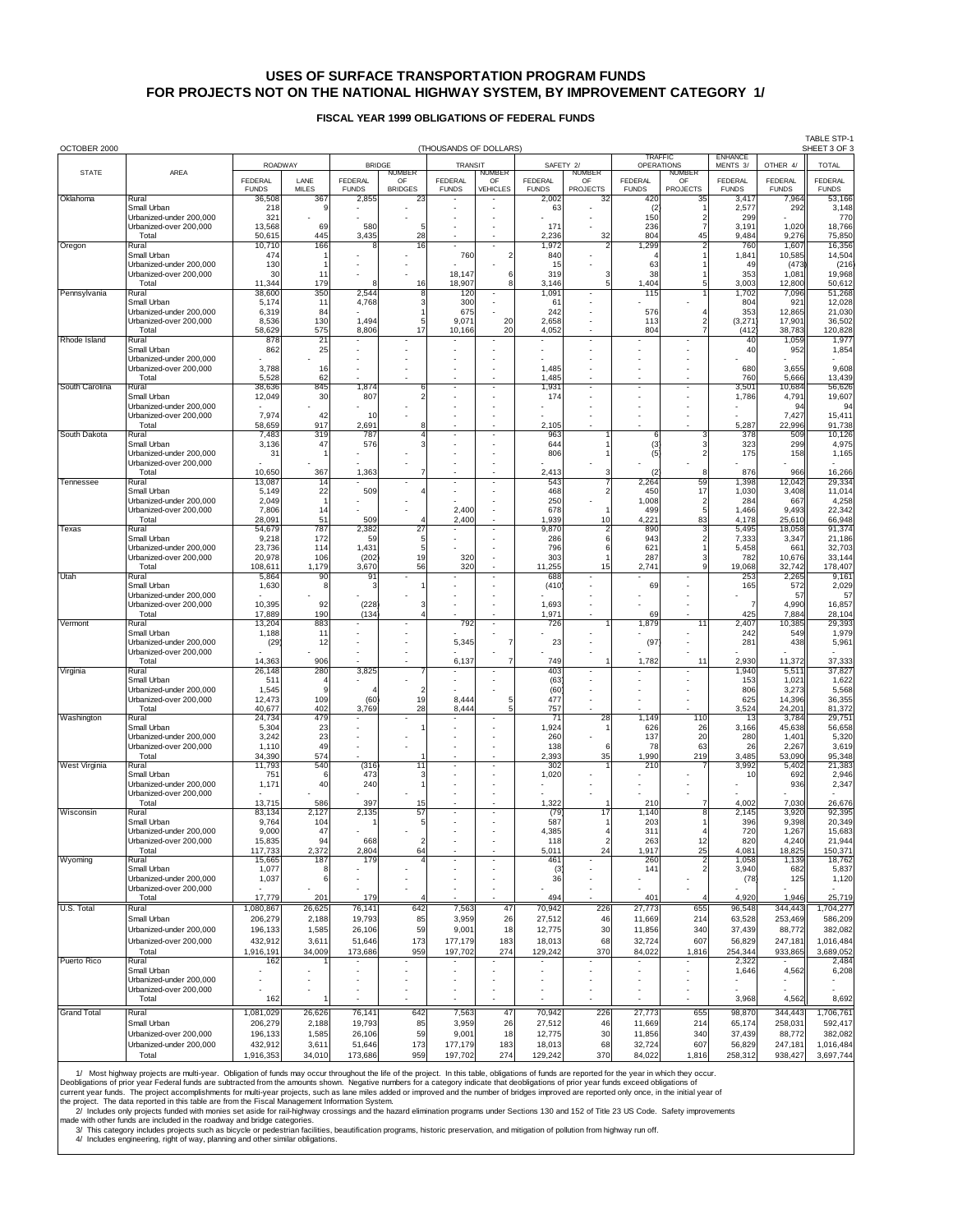# USES OF SURFACE TRANSPORTATION PROGRAM FUNDS FOR PROJECTS NOT ON THE NATIONAL HIGHWAY SYSTEM, BY IMPROVEMENT CATEGORY 1/

## FISCAL YEAR 1999 OBLIGATIONS OF FEDERAL FUNDS

OCTOBER 2000 | (THOUSANDS OF DOLLARS) | TABLE STP-1 SHEET 3 OF 3

| STATE | AREA | ROADWAY | | BRIDGE | | TRANSIT | | SAFETY 2/ | | TRAFFIC OPERATIONS | | ENHANCE MENTS 3/ | OTHER 4/ | TOTAL |
|---|---|---|---|---|---|---|---|---|---|---|---|---|---|---|
| | | FEDERAL FUNDS | LANE MILES | FEDERAL FUNDS | NUMBER OF BRIDGES | FEDERAL FUNDS | NUMBER OF VEHICLES | FEDERAL FUNDS | NUMBER OF PROJECTS | FEDERAL FUNDS | NUMBER OF PROJECTS | FEDERAL FUNDS | FEDERAL FUNDS | FEDERAL FUNDS |
| Oklahoma | Rural | 36,508 | 367 | 2,855 | 23 | - | - | 2,002 | 32 | 420 | 35 | 3,417 | 7,964 | 53,166 |
| | Small Urban | 218 | 9 | - | - | - | - | 63 | - | (2) | 1 | 2,577 | 292 | 3,148 |
| | Urbanized-under 200,000 | 321 | - | - | - | - | - | - | - | 150 | 2 | 299 | - | 770 |
| | Urbanized-over 200,000 | 13,568 | 69 | 580 | 5 | - | - | 171 | - | 236 | 7 | 3,191 | 1,020 | 18,766 |
| | Total | 50,615 | 445 | 3,435 | 28 | - | - | 2,236 | 32 | 804 | 45 | 9,484 | 9,276 | 75,850 |
| Oregon | Rural | 10,710 | 166 | 8 | 16 | - | - | 1,972 | 2 | 1,299 | 2 | 760 | 1,607 | 16,356 |
| | Small Urban | 474 | 1 | - | - | 760 | 2 | 840 | - | 4 | 1 | 1,841 | 10,585 | 14,504 |
| | Urbanized-under 200,000 | 130 | 1 | - | - | - | - | 15 | - | 63 | 1 | 49 | (473) | (216) |
| | Urbanized-over 200,000 | 30 | 11 | - | - | 18,147 | 6 | 319 | 3 | 38 | 1 | 353 | 1,081 | 19,968 |
| | Total | 11,344 | 179 | 8 | 16 | 18,907 | 8 | 3,146 | 5 | 1,404 | 5 | 3,003 | 12,800 | 50,612 |
| Pennsylvania | Rural | 38,600 | 350 | 2,544 | 8 | 120 | - | 1,091 | - | 115 | 1 | 1,702 | 7,096 | 51,268 |
| | Small Urban | 5,174 | 11 | 4,768 | 3 | 300 | - | 61 | - | - | - | 804 | 921 | 12,028 |
| | Urbanized-under 200,000 | 6,319 | 84 | - | 1 | 675 | - | 242 | - | 576 | 4 | 353 | 12,865 | 21,030 |
| | Urbanized-over 200,000 | 8,536 | 130 | 1,494 | 5 | 9,071 | 20 | 2,658 | - | 113 | 2 | (3,271) | 17,901 | 36,502 |
| | Total | 58,629 | 575 | 8,806 | 17 | 10,166 | 20 | 4,052 | - | 804 | 7 | (412) | 38,783 | 120,828 |
| Rhode Island | Rural | 878 | 21 | - | - | - | - | - | - | - | - | 40 | 1,059 | 1,977 |
| | Small Urban | 862 | 25 | - | - | - | - | - | - | - | - | 40 | 952 | 1,854 |
| | Urbanized-under 200,000 | - | - | - | - | - | - | - | - | - | - | - | - | - |
| | Urbanized-over 200,000 | 3,788 | 16 | - | - | - | - | 1,485 | - | - | - | 680 | 3,655 | 9,608 |
| | Total | 5,528 | 62 | - | - | - | - | 1,485 | - | - | - | 760 | 5,666 | 13,439 |
| South Carolina | Rural | 38,636 | 845 | 1,874 | 6 | - | - | 1,931 | - | - | - | 3,501 | 10,684 | 56,626 |
| | Small Urban | 12,049 | 30 | 807 | 2 | - | - | 174 | - | - | - | 1,786 | 4,791 | 19,607 |
| | Urbanized-under 200,000 | - | - | - | - | - | - | - | - | - | - | - | 94 | 94 |
| | Urbanized-over 200,000 | 7,974 | 42 | 10 | - | - | - | - | - | - | - | - | 7,427 | 15,411 |
| | Total | 58,659 | 917 | 2,691 | 8 | - | - | 2,105 | - | - | - | 5,287 | 22,996 | 91,738 |
| South Dakota | Rural | 7,483 | 319 | 787 | 4 | - | - | 963 | 1 | 6 | 3 | 378 | 509 | 10,126 |
| | Small Urban | 3,136 | 47 | 576 | 3 | - | - | 644 | 1 | (3) | 3 | 323 | 299 | 4,975 |
| | Urbanized-under 200,000 | 31 | 1 | - | - | - | - | 806 | 1 | (5) | 2 | 175 | 158 | 1,165 |
| | Urbanized-over 200,000 | - | - | - | - | - | - | - | - | - | - | - | - | - |
| | Total | 10,650 | 367 | 1,363 | 7 | - | - | 2,413 | 3 | (2) | 8 | 876 | 966 | 16,266 |
| Tennessee | Rural | 13,087 | 14 | - | - | - | - | 543 | 7 | 2,264 | 59 | 1,398 | 12,042 | 29,334 |
| | Small Urban | 5,149 | 22 | 509 | 4 | - | - | 468 | 2 | 450 | 17 | 1,030 | 3,408 | 11,014 |
| | Urbanized-under 200,000 | 2,049 | 1 | - | - | - | - | 250 | - | 1,008 | 2 | 284 | 667 | 4,258 |
| | Urbanized-over 200,000 | 7,806 | 14 | - | - | 2,400 | - | 678 | 1 | 499 | 5 | 1,466 | 9,493 | 22,342 |
| | Total | 28,091 | 51 | 509 | 4 | 2,400 | - | 1,939 | 10 | 4,221 | 83 | 4,178 | 25,610 | 66,948 |
| Texas | Rural | 54,679 | 787 | 2,382 | 27 | - | - | 9,870 | 2 | 890 | 3 | 5,495 | 18,058 | 91,374 |
| | Small Urban | 9,218 | 172 | 59 | 5 | - | - | 286 | 6 | 943 | 2 | 7,333 | 3,347 | 21,186 |
| | Urbanized-under 200,000 | 23,736 | 114 | 1,431 | 5 | - | - | 796 | 6 | 621 | 1 | 5,458 | 661 | 32,703 |
| | Urbanized-over 200,000 | 20,978 | 106 | (202) | 19 | 320 | - | 303 | 1 | 287 | 3 | 782 | 10,676 | 33,144 |
| | Total | 108,611 | 1,179 | 3,670 | 56 | 320 | - | 11,255 | 15 | 2,741 | 9 | 19,068 | 32,742 | 178,407 |
| Utah | Rural | 5,864 | 90 | 91 | - | - | - | 688 | - | - | - | 253 | 2,265 | 9,161 |
| | Small Urban | 1,630 | 8 | 3 | 1 | - | - | (410) | - | 69 | - | 165 | 572 | 2,029 |
| | Urbanized-under 200,000 | - | - | - | - | - | - | - | - | - | - | - | 57 | 57 |
| | Urbanized-over 200,000 | 10,395 | 92 | (228) | 3 | - | - | 1,693 | - | - | - | 7 | 4,990 | 16,857 |
| | Total | 17,889 | 190 | (134) | 4 | - | - | 1,971 | - | 69 | - | 425 | 7,884 | 28,104 |
| Vermont | Rural | 13,204 | 883 | - | - | 792 | - | 726 | 1 | 1,879 | 11 | 2,407 | 10,385 | 29,393 |
| | Small Urban | 1,188 | 11 | - | - | - | - | - | - | - | - | 242 | 549 | 1,979 |
| | Urbanized-under 200,000 | (29) | 12 | - | - | 5,345 | 7 | 23 | - | (97) | - | 281 | 438 | 5,961 |
| | Urbanized-over 200,000 | - | - | - | - | - | - | - | - | - | - | - | - | - |
| | Total | 14,363 | 906 | - | - | 6,137 | 7 | 749 | 1 | 1,782 | 11 | 2,930 | 11,372 | 37,333 |
| Virginia | Rural | 26,148 | 280 | 3,825 | 7 | - | - | 403 | - | - | - | 1,940 | 5,511 | 37,827 |
| | Small Urban | 511 | 4 | - | - | - | - | (63) | - | - | - | 153 | 1,021 | 1,622 |
| | Urbanized-under 200,000 | 1,545 | 9 | 4 | 2 | - | - | (60) | - | - | - | 806 | 3,273 | 5,568 |
| | Urbanized-over 200,000 | 12,473 | 109 | (60) | 19 | 8,444 | 5 | 477 | - | - | - | 625 | 14,396 | 36,355 |
| | Total | 40,677 | 402 | 3,769 | 28 | 8,444 | 5 | 757 | - | - | - | 3,524 | 24,201 | 81,372 |
| Washington | Rural | 24,734 | 479 | - | - | - | - | 71 | 28 | 1,149 | 110 | 13 | 3,784 | 29,751 |
| | Small Urban | 5,304 | 23 | - | 1 | - | - | 1,924 | 1 | 626 | 26 | 3,166 | 45,638 | 56,658 |
| | Urbanized-under 200,000 | 3,242 | 23 | - | - | - | - | 260 | - | 137 | 20 | 280 | 1,401 | 5,320 |
| | Urbanized-over 200,000 | 1,110 | 49 | - | - | - | - | 138 | 6 | 78 | 63 | 26 | 2,267 | 3,619 |
| | Total | 34,390 | 574 | - | 1 | - | - | 2,393 | 35 | 1,990 | 219 | 3,485 | 53,090 | 95,348 |
| West Virginia | Rural | 11,793 | 540 | (316) | 11 | - | - | 302 | 1 | 210 | 7 | 3,992 | 5,402 | 21,383 |
| | Small Urban | 751 | 6 | 473 | 3 | - | - | 1,020 | - | - | - | 10 | 692 | 2,946 |
| | Urbanized-under 200,000 | 1,171 | 40 | 240 | 1 | - | - | - | - | - | - | - | 936 | 2,347 |
| | Urbanized-over 200,000 | - | - | - | - | - | - | - | - | - | - | - | - | - |
| | Total | 13,715 | 586 | 397 | 15 | - | - | 1,322 | 1 | 210 | 7 | 4,002 | 7,030 | 26,676 |
| Wisconsin | Rural | 83,134 | 2,127 | 2,135 | 57 | - | - | (79) | 17 | 1,140 | 8 | 2,145 | 3,920 | 92,395 |
| | Small Urban | 9,764 | 104 | 1 | 5 | - | - | 587 | 1 | 203 | 1 | 396 | 9,398 | 20,349 |
| | Urbanized-under 200,000 | 9,000 | 47 | - | - | - | - | 4,385 | 4 | 311 | 4 | 720 | 1,267 | 15,683 |
| | Urbanized-over 200,000 | 15,835 | 94 | 668 | 2 | - | - | 118 | 2 | 263 | 12 | 820 | 4,240 | 21,944 |
| | Total | 117,733 | 2,372 | 2,804 | 64 | - | - | 5,011 | 24 | 1,917 | 25 | 4,081 | 18,825 | 150,371 |
| Wyoming | Rural | 15,665 | 187 | 179 | 4 | - | - | 461 | - | 260 | 2 | 1,058 | 1,139 | 18,762 |
| | Small Urban | 1,077 | 8 | - | - | - | - | (3) | - | 141 | 2 | 3,940 | 682 | 5,837 |
| | Urbanized-under 200,000 | 1,037 | 6 | - | - | - | - | 36 | - | - | - | (78) | 125 | 1,120 |
| | Urbanized-over 200,000 | - | - | - | - | - | - | - | - | - | - | - | - | - |
| | Total | 17,779 | 201 | 179 | 4 | - | - | 494 | - | 401 | 4 | 4,920 | 1,946 | 25,719 |
| U.S. Total | Rural | 1,080,867 | 26,625 | 76,141 | 642 | 7,563 | 47 | 70,942 | 226 | 27,773 | 655 | 96,548 | 344,443 | 1,704,277 |
| | Small Urban | 206,279 | 2,188 | 19,793 | 85 | 3,959 | 26 | 27,512 | 46 | 11,669 | 214 | 63,528 | 253,469 | 586,209 |
| | Urbanized-under 200,000 | 196,133 | 1,585 | 26,106 | 59 | 9,001 | 18 | 12,775 | 30 | 11,856 | 340 | 37,439 | 88,772 | 382,082 |
| | Urbanized-over 200,000 | 432,912 | 3,611 | 51,646 | 173 | 177,179 | 183 | 18,013 | 68 | 32,724 | 607 | 56,829 | 247,181 | 1,016,484 |
| | Total | 1,916,191 | 34,009 | 173,686 | 959 | 197,702 | 274 | 129,242 | 370 | 84,022 | 1,816 | 254,344 | 933,865 | 3,689,052 |
| Puerto Rico | Rural | 162 | 1 | - | - | - | - | - | - | - | - | 2,322 | - | 2,484 |
| | Small Urban | - | - | - | - | - | - | - | - | - | - | 1,646 | 4,562 | 6,208 |
| | Urbanized-under 200,000 | - | - | - | - | - | - | - | - | - | - | - | - | - |
| | Urbanized-over 200,000 | - | - | - | - | - | - | - | - | - | - | - | - | - |
| | Total | 162 | 1 | - | - | - | - | - | - | - | - | 3,968 | 4,562 | 8,692 |
| Grand Total | Rural | 1,081,029 | 26,626 | 76,141 | 642 | 7,563 | 47 | 70,942 | 226 | 27,773 | 655 | 98,870 | 344,443 | 1,706,761 |
| | Small Urban | 206,279 | 2,188 | 19,793 | 85 | 3,959 | 26 | 27,512 | 46 | 11,669 | 214 | 65,174 | 258,031 | 592,417 |
| | Urbanized-over 200,000 | 196,133 | 1,585 | 26,106 | 59 | 9,001 | 18 | 12,775 | 30 | 11,856 | 340 | 37,439 | 88,772 | 382,082 |
| | Urbanized-under 200,000 | 432,912 | 3,611 | 51,646 | 173 | 177,179 | 183 | 18,013 | 68 | 32,724 | 607 | 56,829 | 247,181 | 1,016,484 |
| | Total | 1,916,353 | 34,010 | 173,686 | 959 | 197,702 | 274 | 129,242 | 370 | 84,022 | 1,816 | 258,312 | 938,427 | 3,697,744 |

1/ Most highway projects are multi-year. Obligation of funds may occur throughout the life of the project. In this table, obligations of funds are reported for the year in which they occur. Deobligations of prior year Federal funds are subtracted from the amounts shown. Negative numbers for a category indicate that deobligations of prior year funds exceed obligations of current year funds. The project accomplishments for multi-year projects, such as lane miles added or improved and the number of bridges improved are reported only once, in the initial year of the project. The data reported in this table are from the Fiscal Management Information System.

2/ Includes only projects funded with monies set aside for rail-highway crossings and the hazard elimination programs under Sections 130 and 152 of Title 23 US Code. Safety improvements made with other funds are included in the roadway and bridge categories.

3/ This category includes projects such as bicycle or pedestrian facilities, beautification programs, historic preservation, and mitigation of pollution from highway run off.

4/ Includes engineering, right of way, planning and other similar obligations.